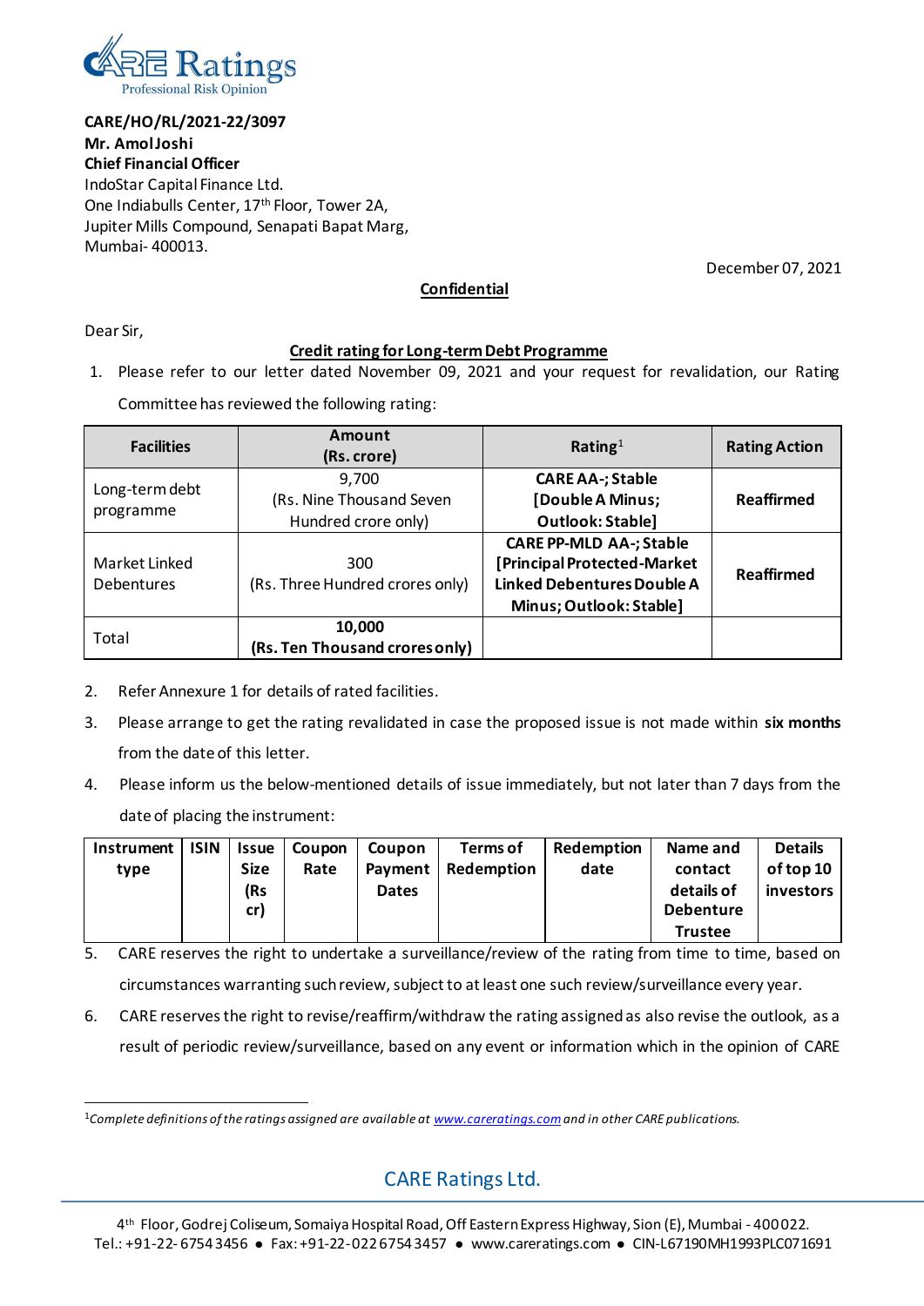**CARE/HO/RL/2021-22/3097**
**Mr. Amol Joshi**
**Chief Financial Officer**
IndoStar Capital Finance Ltd.
One Indiabulls Center, 17th Floor, Tower 2A,
Jupiter Mills Compound, Senapati Bapat Marg,
Mumbai- 400013.

December 07, 2021

**Confidential**

Dear Sir,

**Credit rating for Long-term Debt Programme**

1. Please refer to our letter dated November 09, 2021 and your request for revalidation, our Rating Committee has reviewed the following rating:

| Facilities | Amount (Rs. crore) | Rating[1] | Rating Action |
|---|---|---|---|
| Long-term debt programme | 9,700 (Rs. Nine Thousand Seven Hundred crore only) | **CARE AA-; Stable [Double A Minus; Outlook: Stable]** | **Reaffirmed** |
| Market Linked Debentures | 300 (Rs. Three Hundred crores only) | **CARE PP-MLD AA-; Stable [Principal Protected-Market Linked Debentures Double A Minus; Outlook: Stable]** | **Reaffirmed** |
| Total | **10,000 (Rs. Ten Thousand crores only)** | | |

2. Refer Annexure 1 for details of rated facilities.
3. Please arrange to get the rating revalidated in case the proposed issue is not made within **six months** from the date of this letter.
4. Please inform us the below-mentioned details of issue immediately, but not later than 7 days from the date of placing the instrument:

| Instrument type | ISIN | Issue Size (Rs cr) | Coupon Rate | Coupon Payment Dates | Terms of Redemption | Redemption date | Name and contact details of Debenture Trustee | Details of top 10 investors |
|---|---|---|---|---|---|---|---|---|
| | | | | | | | | |

5. CARE reserves the right to undertake a surveillance/review of the rating from time to time, based on circumstances warranting such review, subject to at least one such review/surveillance every year.
6. CARE reserves the right to revise/reaffirm/withdraw the rating assigned as also revise the outlook, as a result of periodic review/surveillance, based on any event or information which in the opinion of CARE

[1]*Complete definitions of the ratings assigned are available at www.careratings.com and in other CARE publications.*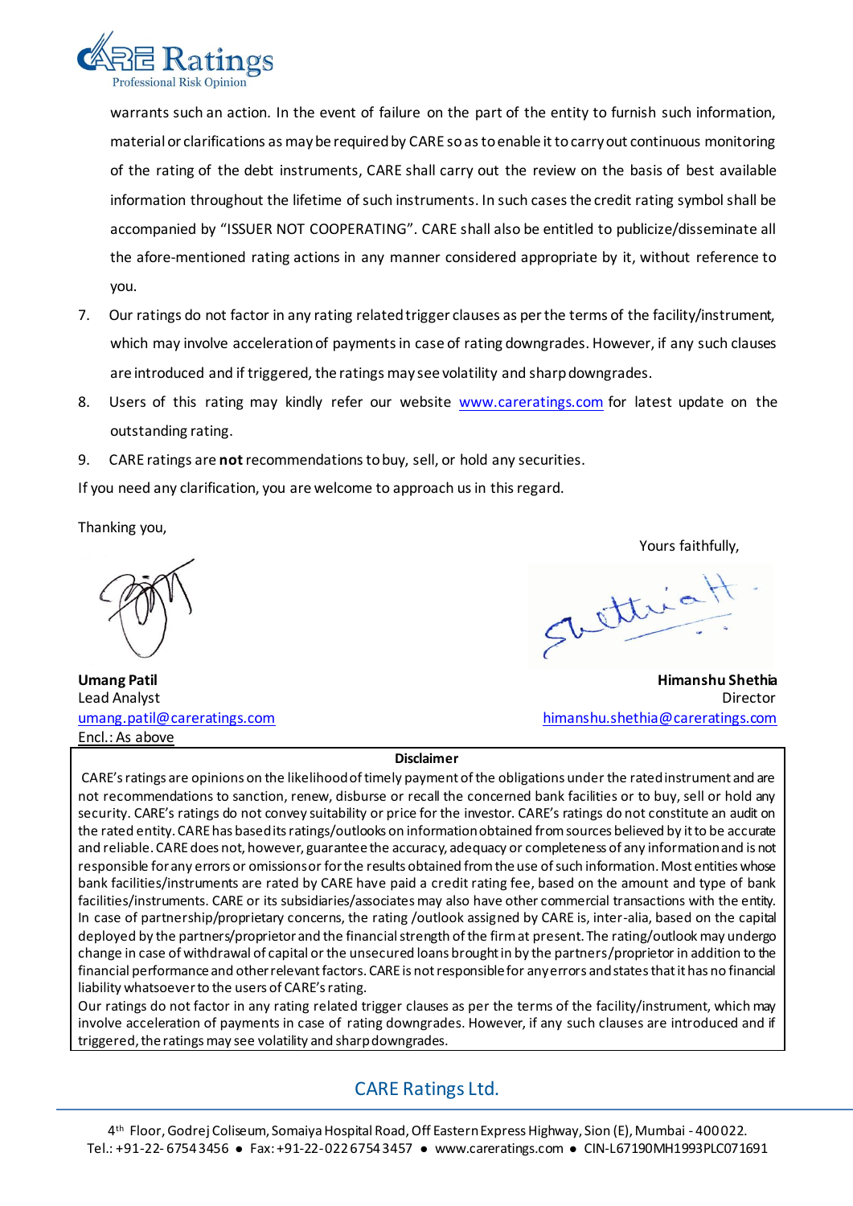warrants such an action. In the event of failure on the part of the entity to furnish such information, material or clarifications as may be required by CARE so as to enable it to carry out continuous monitoring of the rating of the debt instruments, CARE shall carry out the review on the basis of best available information throughout the lifetime of such instruments. In such cases the credit rating symbol shall be accompanied by "ISSUER NOT COOPERATING". CARE shall also be entitled to publicize/disseminate all the afore-mentioned rating actions in any manner considered appropriate by it, without reference to you.

7. Our ratings do not factor in any rating related trigger clauses as per the terms of the facility/instrument, which may involve acceleration of payments in case of rating downgrades. However, if any such clauses are introduced and if triggered, the ratings may see volatility and sharp downgrades.
8. Users of this rating may kindly refer our website www.careratings.com for latest update on the outstanding rating.
9. CARE ratings are **not** recommendations to buy, sell, or hold any securities.

If you need any clarification, you are welcome to approach us in this regard.

Thanking you,

Yours faithfully,

**Umang Patil**
Lead Analyst
umang.patil@careratings.com

**Himanshu Shethia**
Director
himanshu.shethia@careratings.com

Encl.: As above

**Disclaimer**

CARE's ratings are opinions on the likelihood of timely payment of the obligations under the rated instrument and are not recommendations to sanction, renew, disburse or recall the concerned bank facilities or to buy, sell or hold any security. CARE's ratings do not convey suitability or price for the investor. CARE's ratings do not constitute an audit on the rated entity. CARE has based its ratings/outlooks on information obtained from sources believed by it to be accurate and reliable. CARE does not, however, guarantee the accuracy, adequacy or completeness of any information and is not responsible for any errors or omissions or for the results obtained from the use of such information. Most entities whose bank facilities/instruments are rated by CARE have paid a credit rating fee, based on the amount and type of bank facilities/instruments. CARE or its subsidiaries/associates may also have other commercial transactions with the entity. In case of partnership/proprietary concerns, the rating /outlook assigned by CARE is, inter-alia, based on the capital deployed by the partners/proprietor and the financial strength of the firm at present. The rating/outlook may undergo change in case of withdrawal of capital or the unsecured loans brought in by the partners/proprietor in addition to the financial performance and other relevant factors. CARE is not responsible for any errors and states that it has no financial liability whatsoever to the users of CARE's rating.

Our ratings do not factor in any rating related trigger clauses as per the terms of the facility/instrument, which may involve acceleration of payments in case of rating downgrades. However, if any such clauses are introduced and if triggered, the ratings may see volatility and sharp downgrades.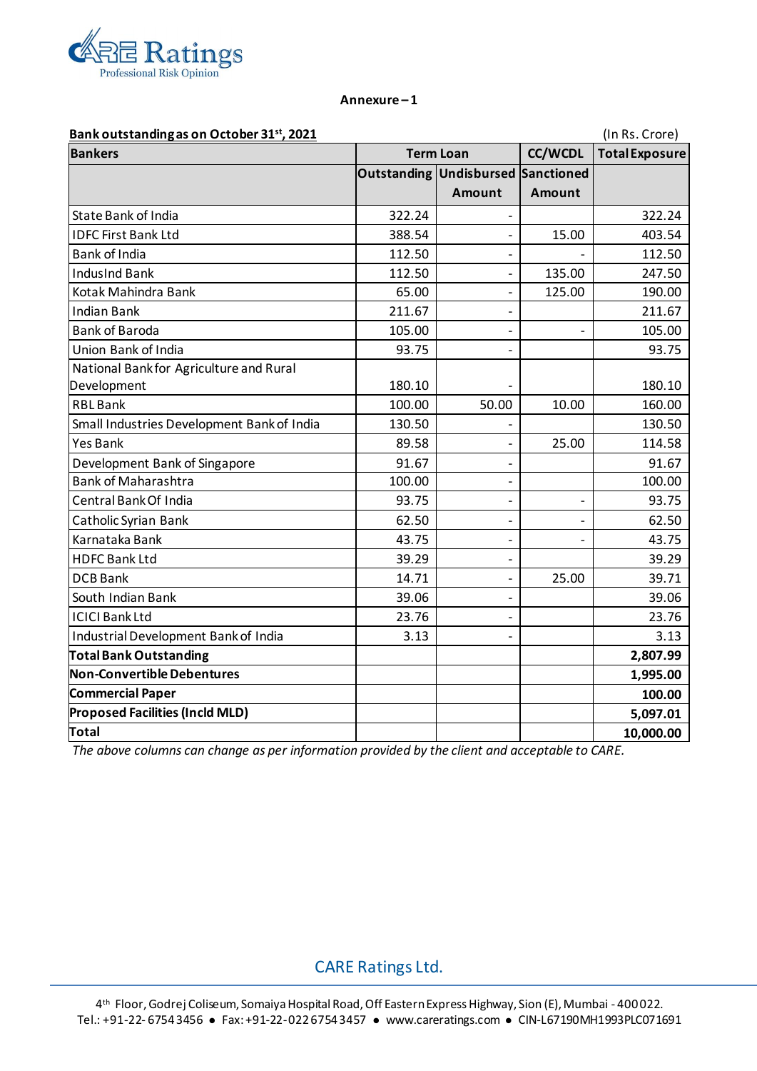## Annexure – 1

**Bank outstanding as on October 31st, 2021** (In Rs. Crore)

| Bankers | Term Loan | | CC/WCDL | Total Exposure |
|---|---|---|---|---|
| | Outstanding | Undisbursed Amount | Sanctioned Amount | |
| State Bank of India | 322.24 | - | | 322.24 |
| IDFC First Bank Ltd | 388.54 | - | 15.00 | 403.54 |
| Bank of India | 112.50 | - | - | 112.50 |
| IndusInd Bank | 112.50 | - | 135.00 | 247.50 |
| Kotak Mahindra Bank | 65.00 | - | 125.00 | 190.00 |
| Indian Bank | 211.67 | - | | 211.67 |
| Bank of Baroda | 105.00 | - | - | 105.00 |
| Union Bank of India | 93.75 | - | | 93.75 |
| National Bank for Agriculture and Rural Development | 180.10 | - | | 180.10 |
| RBL Bank | 100.00 | 50.00 | 10.00 | 160.00 |
| Small Industries Development Bank of India | 130.50 | - | | 130.50 |
| Yes Bank | 89.58 | - | 25.00 | 114.58 |
| Development Bank of Singapore | 91.67 | - | | 91.67 |
| Bank of Maharashtra | 100.00 | - | | 100.00 |
| Central Bank Of India | 93.75 | - | - | 93.75 |
| Catholic Syrian Bank | 62.50 | - | - | 62.50 |
| Karnataka Bank | 43.75 | - | - | 43.75 |
| HDFC Bank Ltd | 39.29 | - | | 39.29 |
| DCB Bank | 14.71 | - | 25.00 | 39.71 |
| South Indian Bank | 39.06 | - | | 39.06 |
| ICICI Bank Ltd | 23.76 | - | | 23.76 |
| Industrial Development Bank of India | 3.13 | - | | 3.13 |
| **Total Bank Outstanding** | | | | **2,807.99** |
| **Non-Convertible Debentures** | | | | **1,995.00** |
| **Commercial Paper** | | | | **100.00** |
| **Proposed Facilities (Incld MLD)** | | | | **5,097.01** |
| **Total** | | | | **10,000.00** |

*The above columns can change as per information provided by the client and acceptable to CARE.*